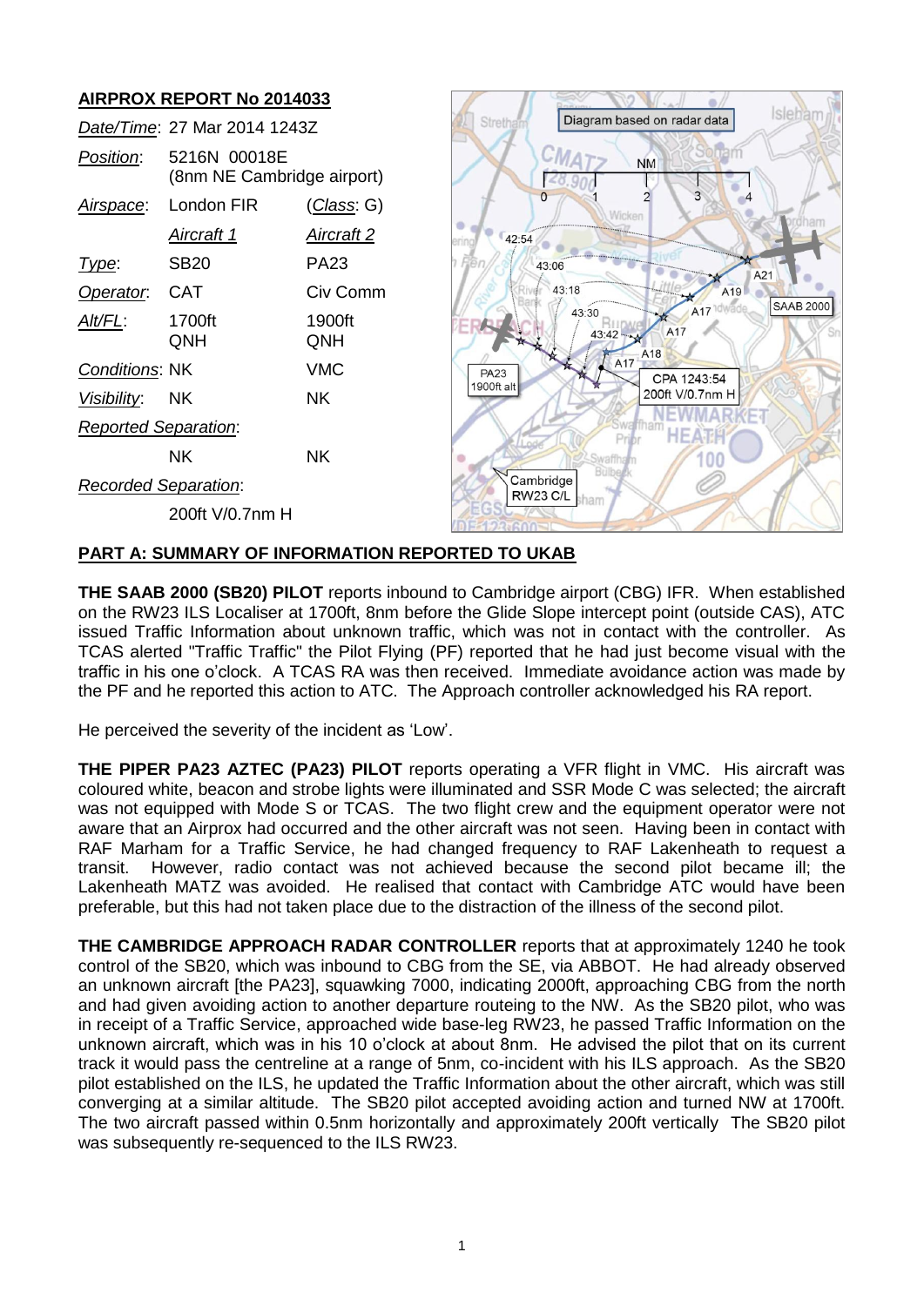## AIRPROX REPORT No 2014033

| | | |
|---|---|---|
| *Date/Time*: | 27 Mar 2014 1243Z | |
| *Position*: | 5216N 00018E (8nm NE Cambridge airport) | |
| *Airspace*: | London FIR | (*Class*: G) |
| | *Aircraft 1* | *Aircraft 2* |
| *Type*: | SB20 | PA23 |
| *Operator*: | CAT | Civ Comm |
| *Alt/FL*: | 1700ft QNH | 1900ft QNH |
| *Conditions*: | NK | VMC |
| *Visibility*: | NK | NK |
| *Reported Separation*: | | |
| | NK | NK |
| *Recorded Separation*: | | |
| | 200ft V/0.7nm H | |

## PART A: SUMMARY OF INFORMATION REPORTED TO UKAB

**THE SAAB 2000 (SB20) PILOT** reports inbound to Cambridge airport (CBG) IFR. When established on the RW23 ILS Localiser at 1700ft, 8nm before the Glide Slope intercept point (outside CAS), ATC issued Traffic Information about unknown traffic, which was not in contact with the controller. As TCAS alerted "Traffic Traffic" the Pilot Flying (PF) reported that he had just become visual with the traffic in his one o'clock. A TCAS RA was then received. Immediate avoidance action was made by the PF and he reported this action to ATC. The Approach controller acknowledged his RA report.

He perceived the severity of the incident as 'Low'.

**THE PIPER PA23 AZTEC (PA23) PILOT** reports operating a VFR flight in VMC. His aircraft was coloured white, beacon and strobe lights were illuminated and SSR Mode C was selected; the aircraft was not equipped with Mode S or TCAS. The two flight crew and the equipment operator were not aware that an Airprox had occurred and the other aircraft was not seen. Having been in contact with RAF Marham for a Traffic Service, he had changed frequency to RAF Lakenheath to request a transit. However, radio contact was not achieved because the second pilot became ill; the Lakenheath MATZ was avoided. He realised that contact with Cambridge ATC would have been preferable, but this had not taken place due to the distraction of the illness of the second pilot.

**THE CAMBRIDGE APPROACH RADAR CONTROLLER** reports that at approximately 1240 he took control of the SB20, which was inbound to CBG from the SE, via ABBOT. He had already observed an unknown aircraft [the PA23], squawking 7000, indicating 2000ft, approaching CBG from the north and had given avoiding action to another departure routeing to the NW. As the SB20 pilot, who was in receipt of a Traffic Service, approached wide base-leg RW23, he passed Traffic Information on the unknown aircraft, which was in his 10 o'clock at about 8nm. He advised the pilot that on its current track it would pass the centreline at a range of 5nm, co-incident with his ILS approach. As the SB20 pilot established on the ILS, he updated the Traffic Information about the other aircraft, which was still converging at a similar altitude. The SB20 pilot accepted avoiding action and turned NW at 1700ft. The two aircraft passed within 0.5nm horizontally and approximately 200ft vertically The SB20 pilot was subsequently re-sequenced to the ILS RW23.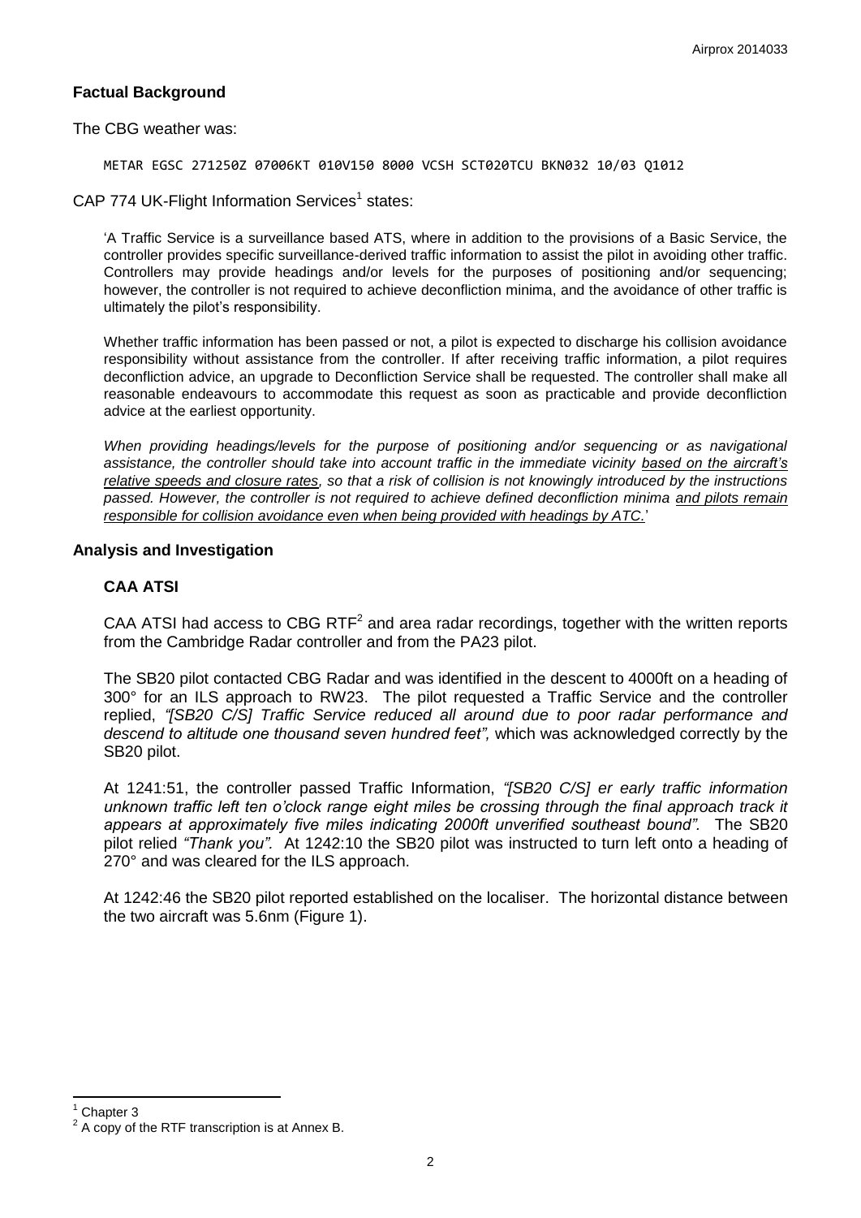**Factual Background**

The CBG weather was:

```
METAR EGSC 271250Z 07006KT 010V150 8000 VCSH SCT020TCU BKN032 10/03 Q1012
```

CAP 774 UK-Flight Information Services[1] states:

> 'A Traffic Service is a surveillance based ATS, where in addition to the provisions of a Basic Service, the controller provides specific surveillance-derived traffic information to assist the pilot in avoiding other traffic. Controllers may provide headings and/or levels for the purposes of positioning and/or sequencing; however, the controller is not required to achieve deconfliction minima, and the avoidance of other traffic is ultimately the pilot's responsibility.
>
> Whether traffic information has been passed or not, a pilot is expected to discharge his collision avoidance responsibility without assistance from the controller. If after receiving traffic information, a pilot requires deconfliction advice, an upgrade to Deconfliction Service shall be requested. The controller shall make all reasonable endeavours to accommodate this request as soon as practicable and provide deconfliction advice at the earliest opportunity.
>
> *When providing headings/levels for the purpose of positioning and/or sequencing or as navigational assistance, the controller should take into account traffic in the immediate vicinity <u>based on the aircraft's relative speeds and closure rates</u>, so that a risk of collision is not knowingly introduced by the instructions passed. However, the controller is not required to achieve defined deconfliction minima <u>and pilots remain responsible for collision avoidance even when being provided with headings by ATC.</u>*'

**Analysis and Investigation**

**CAA ATSI**

CAA ATSI had access to CBG RTF[2] and area radar recordings, together with the written reports from the Cambridge Radar controller and from the PA23 pilot.

The SB20 pilot contacted CBG Radar and was identified in the descent to 4000ft on a heading of 300° for an ILS approach to RW23. The pilot requested a Traffic Service and the controller replied, *"[SB20 C/S] Traffic Service reduced all around due to poor radar performance and descend to altitude one thousand seven hundred feet",* which was acknowledged correctly by the SB20 pilot.

At 1241:51, the controller passed Traffic Information, *"[SB20 C/S] er early traffic information unknown traffic left ten o'clock range eight miles be crossing through the final approach track it appears at approximately five miles indicating 2000ft unverified southeast bound".* The SB20 pilot relied *"Thank you".* At 1242:10 the SB20 pilot was instructed to turn left onto a heading of 270° and was cleared for the ILS approach.

At 1242:46 the SB20 pilot reported established on the localiser. The horizontal distance between the two aircraft was 5.6nm (Figure 1).

---

[1] Chapter 3

[2] A copy of the RTF transcription is at Annex B.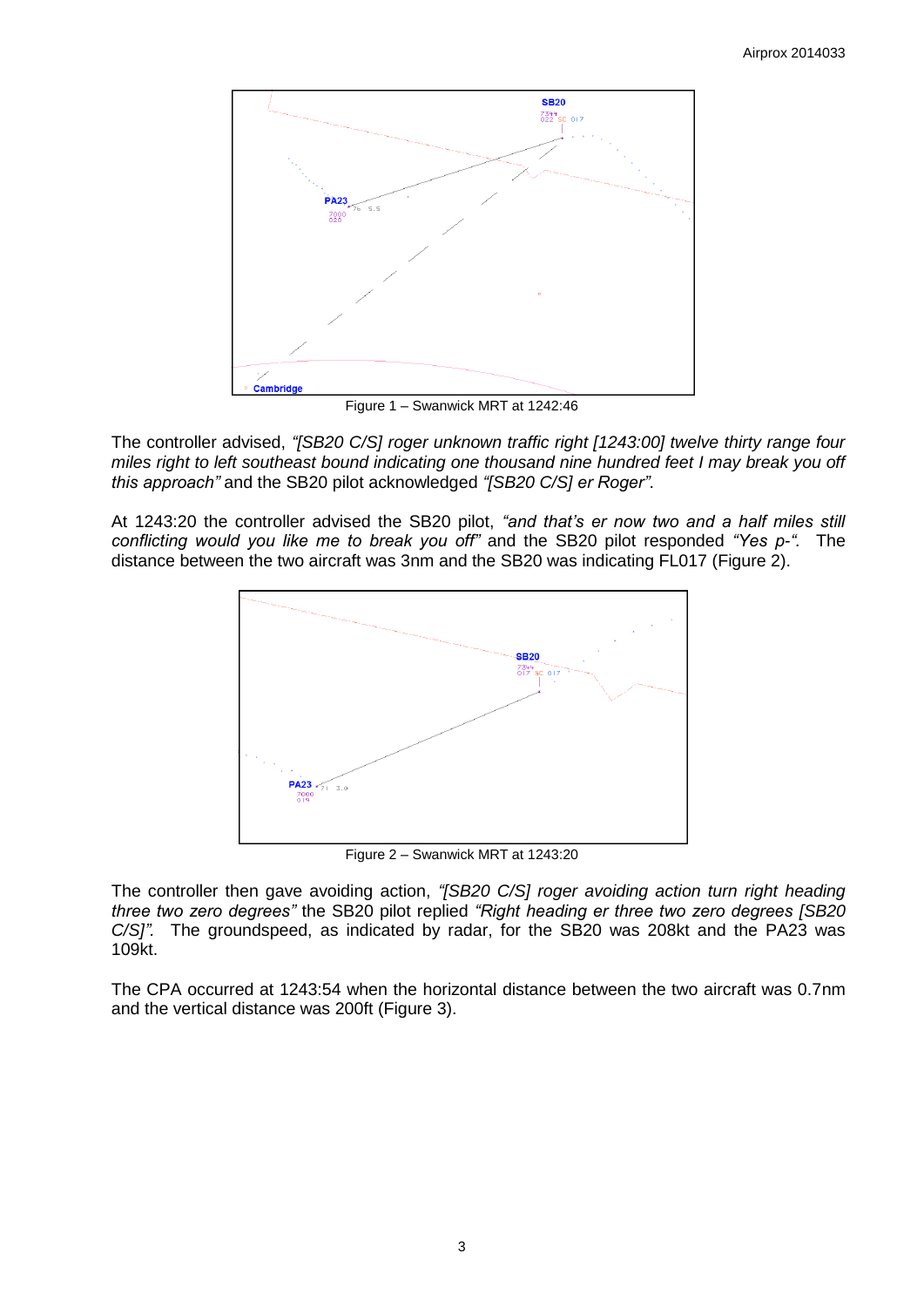Figure 1 – Swanwick MRT at 1242:46

The controller advised, *"[SB20 C/S] roger unknown traffic right [1243:00] twelve thirty range four miles right to left southeast bound indicating one thousand nine hundred feet I may break you off this approach"* and the SB20 pilot acknowledged *"[SB20 C/S] er Roger"*.

At 1243:20 the controller advised the SB20 pilot, *"and that's er now two and a half miles still conflicting would you like me to break you off"* and the SB20 pilot responded *"Yes p-"*. The distance between the two aircraft was 3nm and the SB20 was indicating FL017 (Figure 2).

Figure 2 – Swanwick MRT at 1243:20

The controller then gave avoiding action, *"[SB20 C/S] roger avoiding action turn right heading three two zero degrees"* the SB20 pilot replied *"Right heading er three two zero degrees [SB20 C/S]"*. The groundspeed, as indicated by radar, for the SB20 was 208kt and the PA23 was 109kt.

The CPA occurred at 1243:54 when the horizontal distance between the two aircraft was 0.7nm and the vertical distance was 200ft (Figure 3).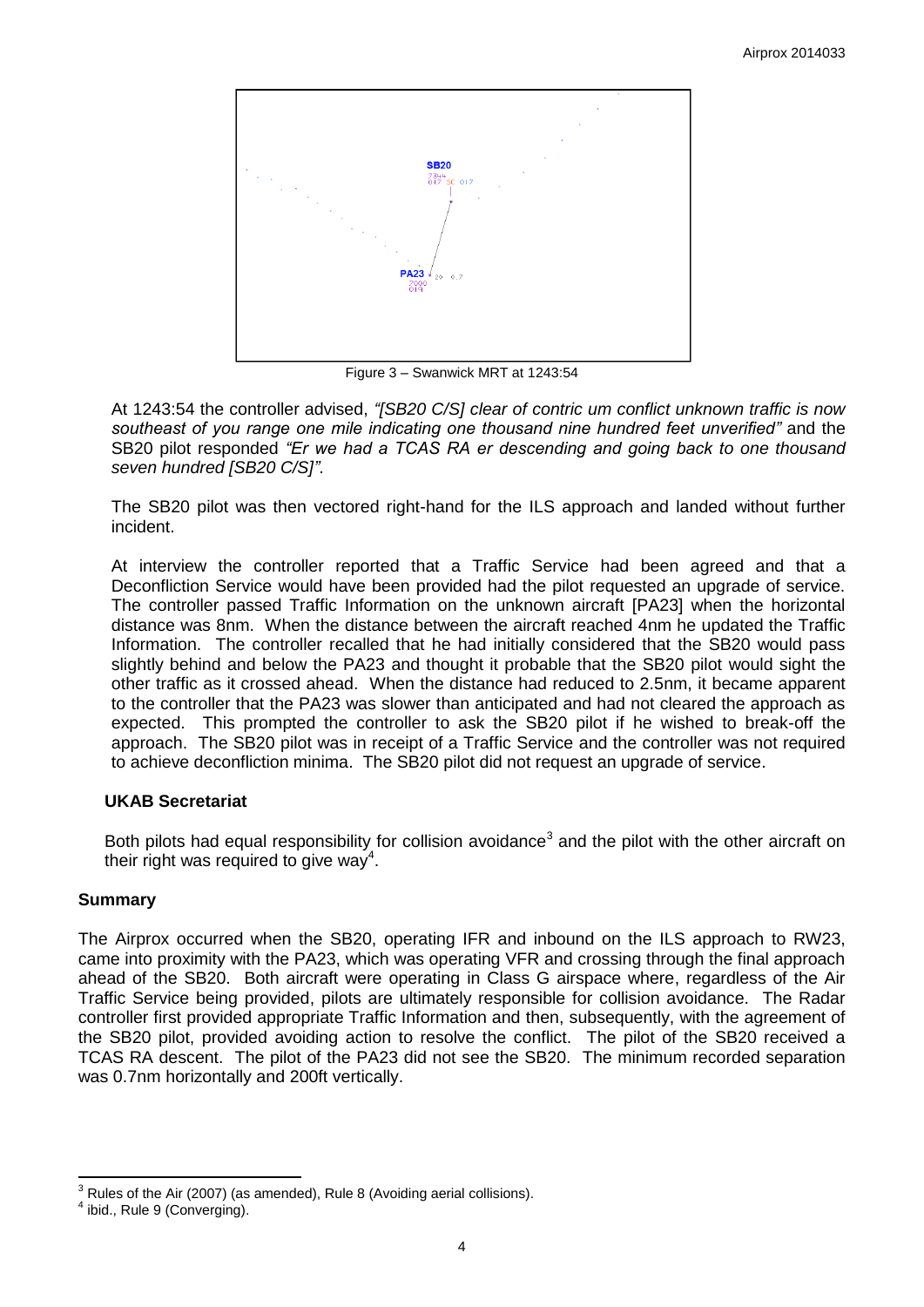Figure 3 – Swanwick MRT at 1243:54

At 1243:54 the controller advised, *"[SB20 C/S] clear of contric um conflict unknown traffic is now southeast of you range one mile indicating one thousand nine hundred feet unverified"* and the SB20 pilot responded *"Er we had a TCAS RA er descending and going back to one thousand seven hundred [SB20 C/S]"*.

The SB20 pilot was then vectored right-hand for the ILS approach and landed without further incident.

At interview the controller reported that a Traffic Service had been agreed and that a Deconfliction Service would have been provided had the pilot requested an upgrade of service. The controller passed Traffic Information on the unknown aircraft [PA23] when the horizontal distance was 8nm. When the distance between the aircraft reached 4nm he updated the Traffic Information. The controller recalled that he had initially considered that the SB20 would pass slightly behind and below the PA23 and thought it probable that the SB20 pilot would sight the other traffic as it crossed ahead. When the distance had reduced to 2.5nm, it became apparent to the controller that the PA23 was slower than anticipated and had not cleared the approach as expected. This prompted the controller to ask the SB20 pilot if he wished to break-off the approach. The SB20 pilot was in receipt of a Traffic Service and the controller was not required to achieve deconfliction minima. The SB20 pilot did not request an upgrade of service.

### UKAB Secretariat

Both pilots had equal responsibility for collision avoidance[3] and the pilot with the other aircraft on their right was required to give way[4].

## Summary

The Airprox occurred when the SB20, operating IFR and inbound on the ILS approach to RW23, came into proximity with the PA23, which was operating VFR and crossing through the final approach ahead of the SB20. Both aircraft were operating in Class G airspace where, regardless of the Air Traffic Service being provided, pilots are ultimately responsible for collision avoidance. The Radar controller first provided appropriate Traffic Information and then, subsequently, with the agreement of the SB20 pilot, provided avoiding action to resolve the conflict. The pilot of the SB20 received a TCAS RA descent. The pilot of the PA23 did not see the SB20. The minimum recorded separation was 0.7nm horizontally and 200ft vertically.

---

[3] Rules of the Air (2007) (as amended), Rule 8 (Avoiding aerial collisions).

[4] ibid., Rule 9 (Converging).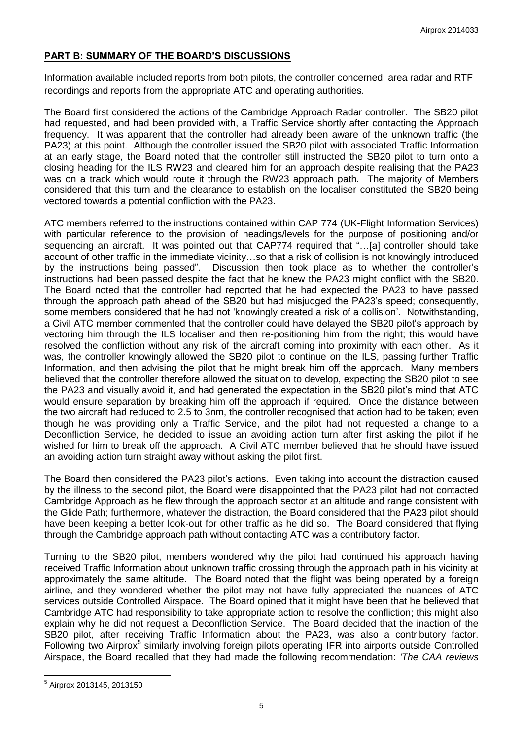## PART B: SUMMARY OF THE BOARD'S DISCUSSIONS

Information available included reports from both pilots, the controller concerned, area radar and RTF recordings and reports from the appropriate ATC and operating authorities.

The Board first considered the actions of the Cambridge Approach Radar controller. The SB20 pilot had requested, and had been provided with, a Traffic Service shortly after contacting the Approach frequency. It was apparent that the controller had already been aware of the unknown traffic (the PA23) at this point. Although the controller issued the SB20 pilot with associated Traffic Information at an early stage, the Board noted that the controller still instructed the SB20 pilot to turn onto a closing heading for the ILS RW23 and cleared him for an approach despite realising that the PA23 was on a track which would route it through the RW23 approach path. The majority of Members considered that this turn and the clearance to establish on the localiser constituted the SB20 being vectored towards a potential confliction with the PA23.

ATC members referred to the instructions contained within CAP 774 (UK-Flight Information Services) with particular reference to the provision of headings/levels for the purpose of positioning and/or sequencing an aircraft. It was pointed out that CAP774 required that "…[a] controller should take account of other traffic in the immediate vicinity…so that a risk of collision is not knowingly introduced by the instructions being passed". Discussion then took place as to whether the controller's instructions had been passed despite the fact that he knew the PA23 might conflict with the SB20. The Board noted that the controller had reported that he had expected the PA23 to have passed through the approach path ahead of the SB20 but had misjudged the PA23's speed; consequently, some members considered that he had not 'knowingly created a risk of a collision'. Notwithstanding, a Civil ATC member commented that the controller could have delayed the SB20 pilot's approach by vectoring him through the ILS localiser and then re-positioning him from the right; this would have resolved the confliction without any risk of the aircraft coming into proximity with each other. As it was, the controller knowingly allowed the SB20 pilot to continue on the ILS, passing further Traffic Information, and then advising the pilot that he might break him off the approach. Many members believed that the controller therefore allowed the situation to develop, expecting the SB20 pilot to see the PA23 and visually avoid it, and had generated the expectation in the SB20 pilot's mind that ATC would ensure separation by breaking him off the approach if required. Once the distance between the two aircraft had reduced to 2.5 to 3nm, the controller recognised that action had to be taken; even though he was providing only a Traffic Service, and the pilot had not requested a change to a Deconfliction Service, he decided to issue an avoiding action turn after first asking the pilot if he wished for him to break off the approach. A Civil ATC member believed that he should have issued an avoiding action turn straight away without asking the pilot first.

The Board then considered the PA23 pilot's actions. Even taking into account the distraction caused by the illness to the second pilot, the Board were disappointed that the PA23 pilot had not contacted Cambridge Approach as he flew through the approach sector at an altitude and range consistent with the Glide Path; furthermore, whatever the distraction, the Board considered that the PA23 pilot should have been keeping a better look-out for other traffic as he did so. The Board considered that flying through the Cambridge approach path without contacting ATC was a contributory factor.

Turning to the SB20 pilot, members wondered why the pilot had continued his approach having received Traffic Information about unknown traffic crossing through the approach path in his vicinity at approximately the same altitude. The Board noted that the flight was being operated by a foreign airline, and they wondered whether the pilot may not have fully appreciated the nuances of ATC services outside Controlled Airspace. The Board opined that it might have been that he believed that Cambridge ATC had responsibility to take appropriate action to resolve the confliction; this might also explain why he did not request a Deconfliction Service. The Board decided that the inaction of the SB20 pilot, after receiving Traffic Information about the PA23, was also a contributory factor. Following two Airprox[5] similarly involving foreign pilots operating IFR into airports outside Controlled Airspace, the Board recalled that they had made the following recommendation: *'The CAA reviews*

---

[5] Airprox 2013145, 2013150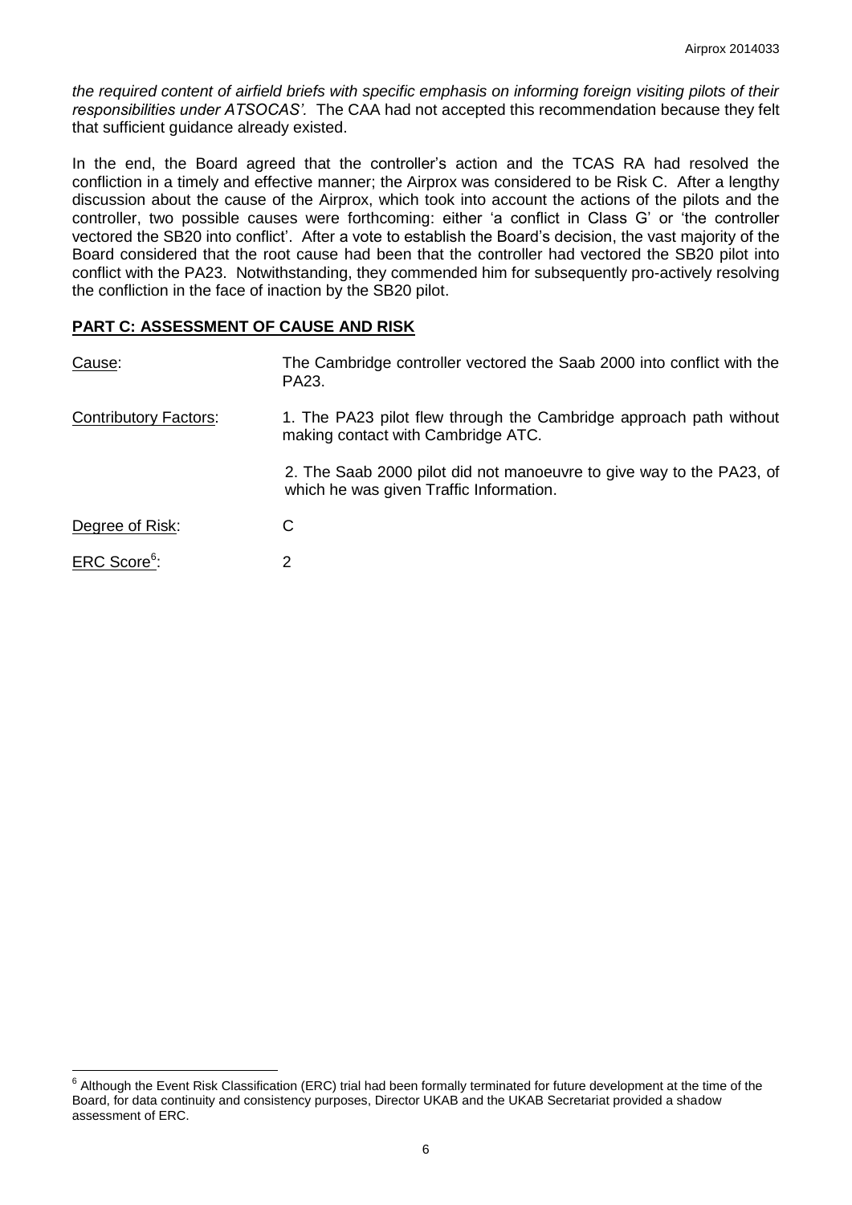*the required content of airfield briefs with specific emphasis on informing foreign visiting pilots of their responsibilities under ATSOCAS'*. The CAA had not accepted this recommendation because they felt that sufficient guidance already existed.

In the end, the Board agreed that the controller's action and the TCAS RA had resolved the confliction in a timely and effective manner; the Airprox was considered to be Risk C. After a lengthy discussion about the cause of the Airprox, which took into account the actions of the pilots and the controller, two possible causes were forthcoming: either 'a conflict in Class G' or 'the controller vectored the SB20 into conflict'. After a vote to establish the Board's decision, the vast majority of the Board considered that the root cause had been that the controller had vectored the SB20 pilot into conflict with the PA23. Notwithstanding, they commended him for subsequently pro-actively resolving the confliction in the face of inaction by the SB20 pilot.

## PART C: ASSESSMENT OF CAUSE AND RISK

| | |
|---|---|
| Cause: | The Cambridge controller vectored the Saab 2000 into conflict with the PA23. |
| Contributory Factors: | 1. The PA23 pilot flew through the Cambridge approach path without making contact with Cambridge ATC. |
| | 2. The Saab 2000 pilot did not manoeuvre to give way to the PA23, of which he was given Traffic Information. |
| Degree of Risk: | C |
| ERC Score[6]: | 2 |

[6] Although the Event Risk Classification (ERC) trial had been formally terminated for future development at the time of the Board, for data continuity and consistency purposes, Director UKAB and the UKAB Secretariat provided a shadow assessment of ERC.